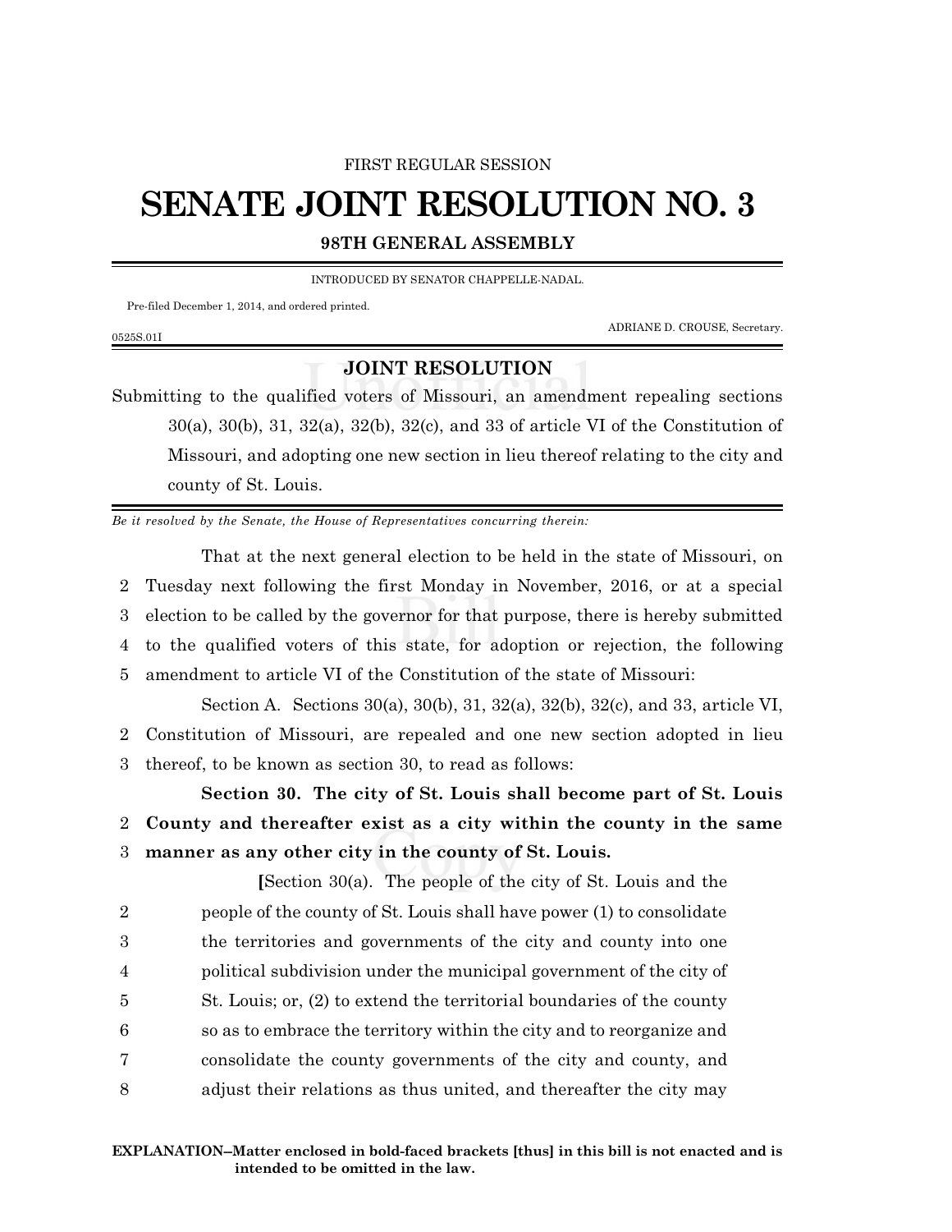FIRST REGULAR SESSION

# SENATE JOINT RESOLUTION NO. 3

## 98TH GENERAL ASSEMBLY

INTRODUCED BY SENATOR CHAPPELLE-NADAL.

Pre-filed December 1, 2014, and ordered printed.

ADRIANE D. CROUSE, Secretary.

0525S.01I

## JOINT RESOLUTION

Submitting to the qualified voters of Missouri, an amendment repealing sections 30(a), 30(b), 31, 32(a), 32(b), 32(c), and 33 of article VI of the Constitution of Missouri, and adopting one new section in lieu thereof relating to the city and county of St. Louis.

*Be it resolved by the Senate, the House of Representatives concurring therein:*

That at the next general election to be held in the state of Missouri, on
2 Tuesday next following the first Monday in November, 2016, or at a special
3 election to be called by the governor for that purpose, there is hereby submitted
4 to the qualified voters of this state, for adoption or rejection, the following
5 amendment to article VI of the Constitution of the state of Missouri:

Section A. Sections 30(a), 30(b), 31, 32(a), 32(b), 32(c), and 33, article VI,
2 Constitution of Missouri, are repealed and one new section adopted in lieu
3 thereof, to be known as section 30, to read as follows:

**Section 30. The city of St. Louis shall become part of St. Louis**
2 **County and thereafter exist as a city within the county in the same**
3 **manner as any other city in the county of St. Louis.**

**[**Section 30(a). The people of the city of St. Louis and the
2 people of the county of St. Louis shall have power (1) to consolidate
3 the territories and governments of the city and county into one
4 political subdivision under the municipal government of the city of
5 St. Louis; or, (2) to extend the territorial boundaries of the county
6 so as to embrace the territory within the city and to reorganize and
7 consolidate the county governments of the city and county, and
8 adjust their relations as thus united, and thereafter the city may

**EXPLANATION–Matter enclosed in bold-faced brackets [thus] in this bill is not enacted and is intended to be omitted in the law.**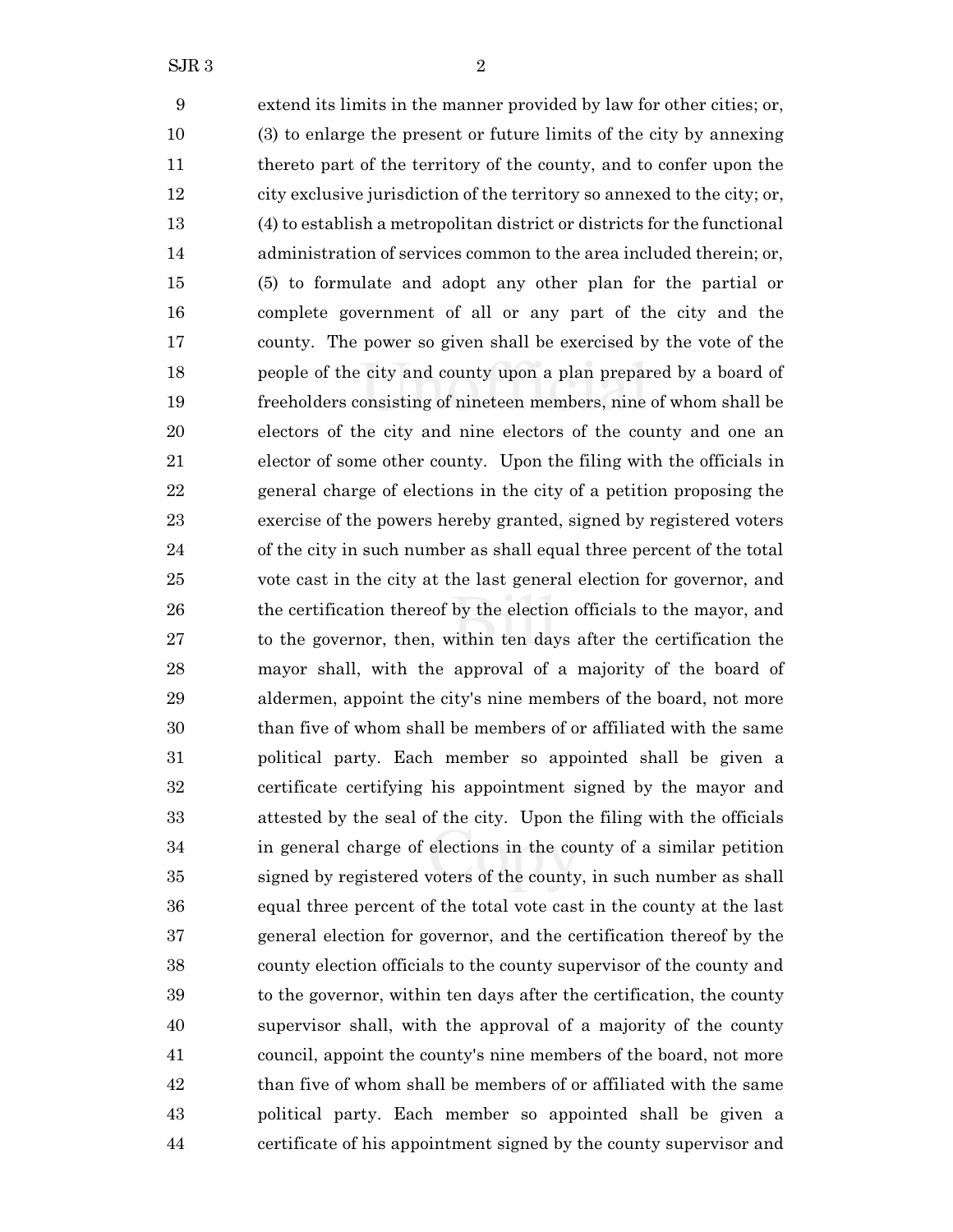extend its limits in the manner provided by law for other cities; or, (3) to enlarge the present or future limits of the city by annexing thereto part of the territory of the county, and to confer upon the city exclusive jurisdiction of the territory so annexed to the city; or, (4) to establish a metropolitan district or districts for the functional administration of services common to the area included therein; or, (5) to formulate and adopt any other plan for the partial or complete government of all or any part of the city and the county. The power so given shall be exercised by the vote of the people of the city and county upon a plan prepared by a board of freeholders consisting of nineteen members, nine of whom shall be electors of the city and nine electors of the county and one an elector of some other county. Upon the filing with the officials in general charge of elections in the city of a petition proposing the exercise of the powers hereby granted, signed by registered voters of the city in such number as shall equal three percent of the total vote cast in the city at the last general election for governor, and the certification thereof by the election officials to the mayor, and to the governor, then, within ten days after the certification the mayor shall, with the approval of a majority of the board of aldermen, appoint the city's nine members of the board, not more than five of whom shall be members of or affiliated with the same political party. Each member so appointed shall be given a certificate certifying his appointment signed by the mayor and attested by the seal of the city. Upon the filing with the officials in general charge of elections in the county of a similar petition signed by registered voters of the county, in such number as shall equal three percent of the total vote cast in the county at the last general election for governor, and the certification thereof by the county election officials to the county supervisor of the county and to the governor, within ten days after the certification, the county supervisor shall, with the approval of a majority of the county council, appoint the county's nine members of the board, not more than five of whom shall be members of or affiliated with the same political party. Each member so appointed shall be given a certificate of his appointment signed by the county supervisor and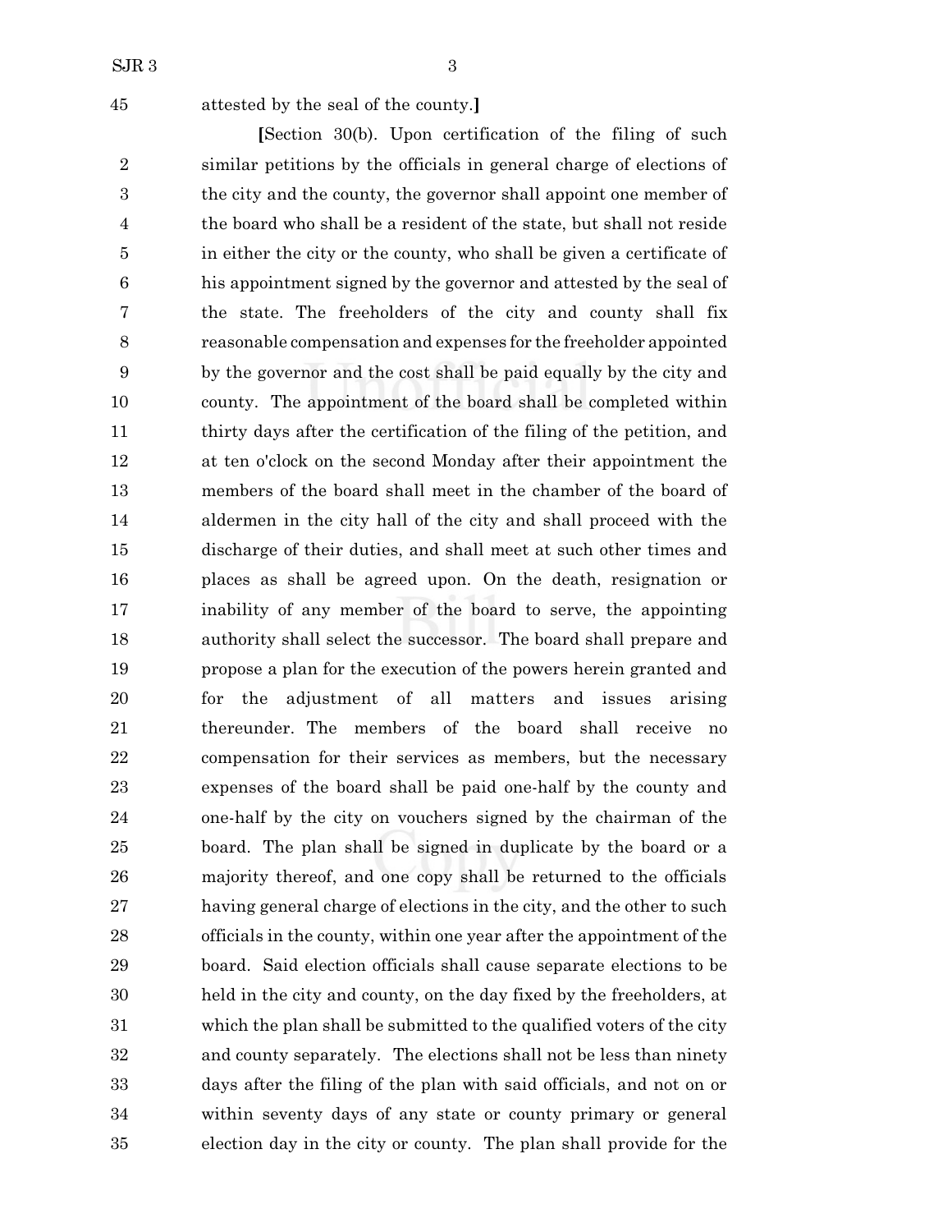attested by the seal of the county.]

[Section 30(b). Upon certification of the filing of such similar petitions by the officials in general charge of elections of the city and the county, the governor shall appoint one member of the board who shall be a resident of the state, but shall not reside in either the city or the county, who shall be given a certificate of his appointment signed by the governor and attested by the seal of the state. The freeholders of the city and county shall fix reasonable compensation and expenses for the freeholder appointed by the governor and the cost shall be paid equally by the city and county. The appointment of the board shall be completed within thirty days after the certification of the filing of the petition, and at ten o'clock on the second Monday after their appointment the members of the board shall meet in the chamber of the board of aldermen in the city hall of the city and shall proceed with the discharge of their duties, and shall meet at such other times and places as shall be agreed upon. On the death, resignation or inability of any member of the board to serve, the appointing authority shall select the successor. The board shall prepare and propose a plan for the execution of the powers herein granted and for the adjustment of all matters and issues arising thereunder. The members of the board shall receive no compensation for their services as members, but the necessary expenses of the board shall be paid one-half by the county and one-half by the city on vouchers signed by the chairman of the board. The plan shall be signed in duplicate by the board or a majority thereof, and one copy shall be returned to the officials having general charge of elections in the city, and the other to such officials in the county, within one year after the appointment of the board. Said election officials shall cause separate elections to be held in the city and county, on the day fixed by the freeholders, at which the plan shall be submitted to the qualified voters of the city and county separately. The elections shall not be less than ninety days after the filing of the plan with said officials, and not on or within seventy days of any state or county primary or general election day in the city or county. The plan shall provide for the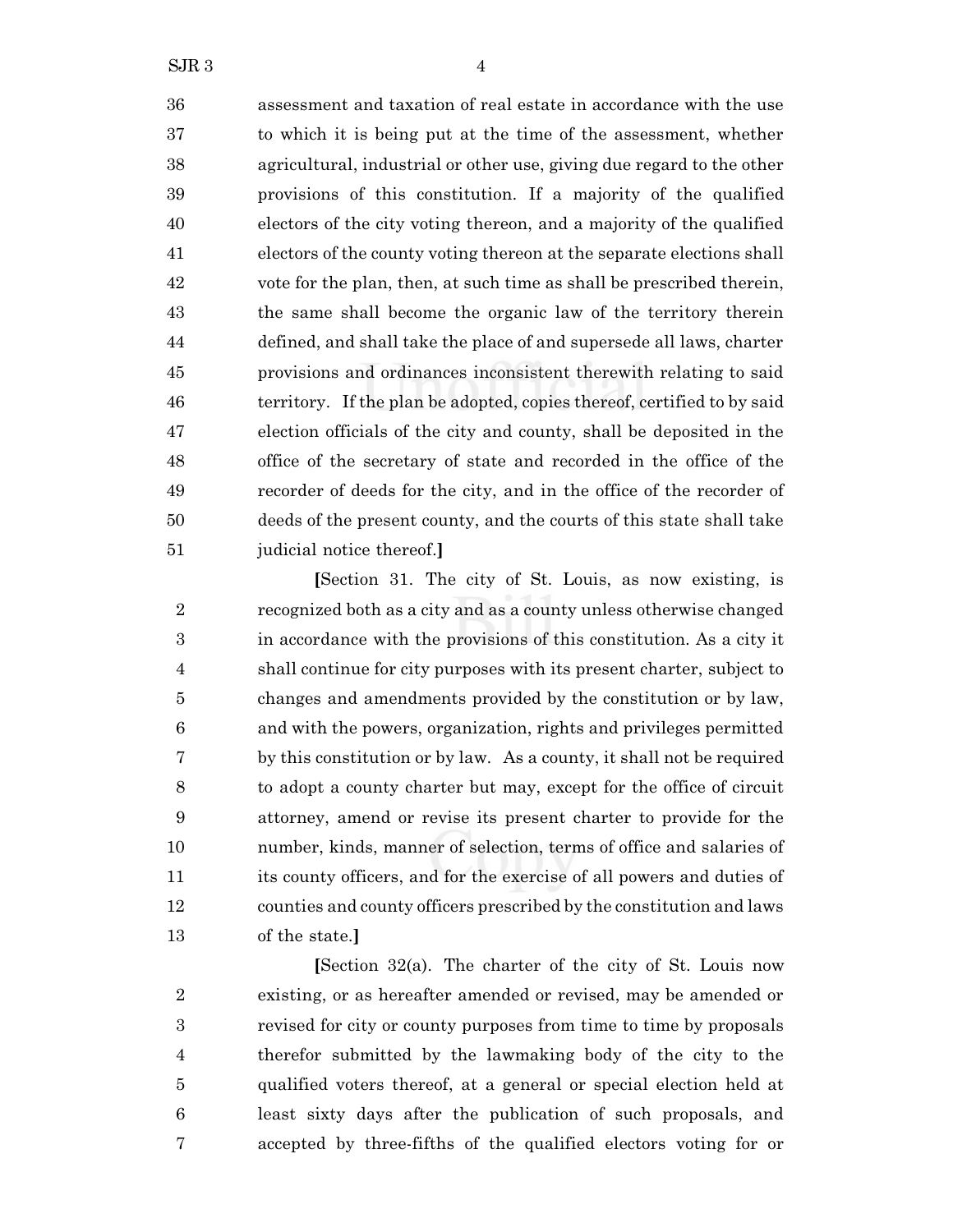assessment and taxation of real estate in accordance with the use to which it is being put at the time of the assessment, whether agricultural, industrial or other use, giving due regard to the other provisions of this constitution. If a majority of the qualified electors of the city voting thereon, and a majority of the qualified electors of the county voting thereon at the separate elections shall vote for the plan, then, at such time as shall be prescribed therein, the same shall become the organic law of the territory therein defined, and shall take the place of and supersede all laws, charter provisions and ordinances inconsistent therewith relating to said territory. If the plan be adopted, copies thereof, certified to by said election officials of the city and county, shall be deposited in the office of the secretary of state and recorded in the office of the recorder of deeds for the city, and in the office of the recorder of deeds of the present county, and the courts of this state shall take judicial notice thereof.**]**

**[**Section 31. The city of St. Louis, as now existing, is recognized both as a city and as a county unless otherwise changed in accordance with the provisions of this constitution. As a city it shall continue for city purposes with its present charter, subject to changes and amendments provided by the constitution or by law, and with the powers, organization, rights and privileges permitted by this constitution or by law. As a county, it shall not be required to adopt a county charter but may, except for the office of circuit attorney, amend or revise its present charter to provide for the number, kinds, manner of selection, terms of office and salaries of its county officers, and for the exercise of all powers and duties of counties and county officers prescribed by the constitution and laws of the state.**]**

**[**Section 32(a). The charter of the city of St. Louis now existing, or as hereafter amended or revised, may be amended or revised for city or county purposes from time to time by proposals therefor submitted by the lawmaking body of the city to the qualified voters thereof, at a general or special election held at least sixty days after the publication of such proposals, and accepted by three-fifths of the qualified electors voting for or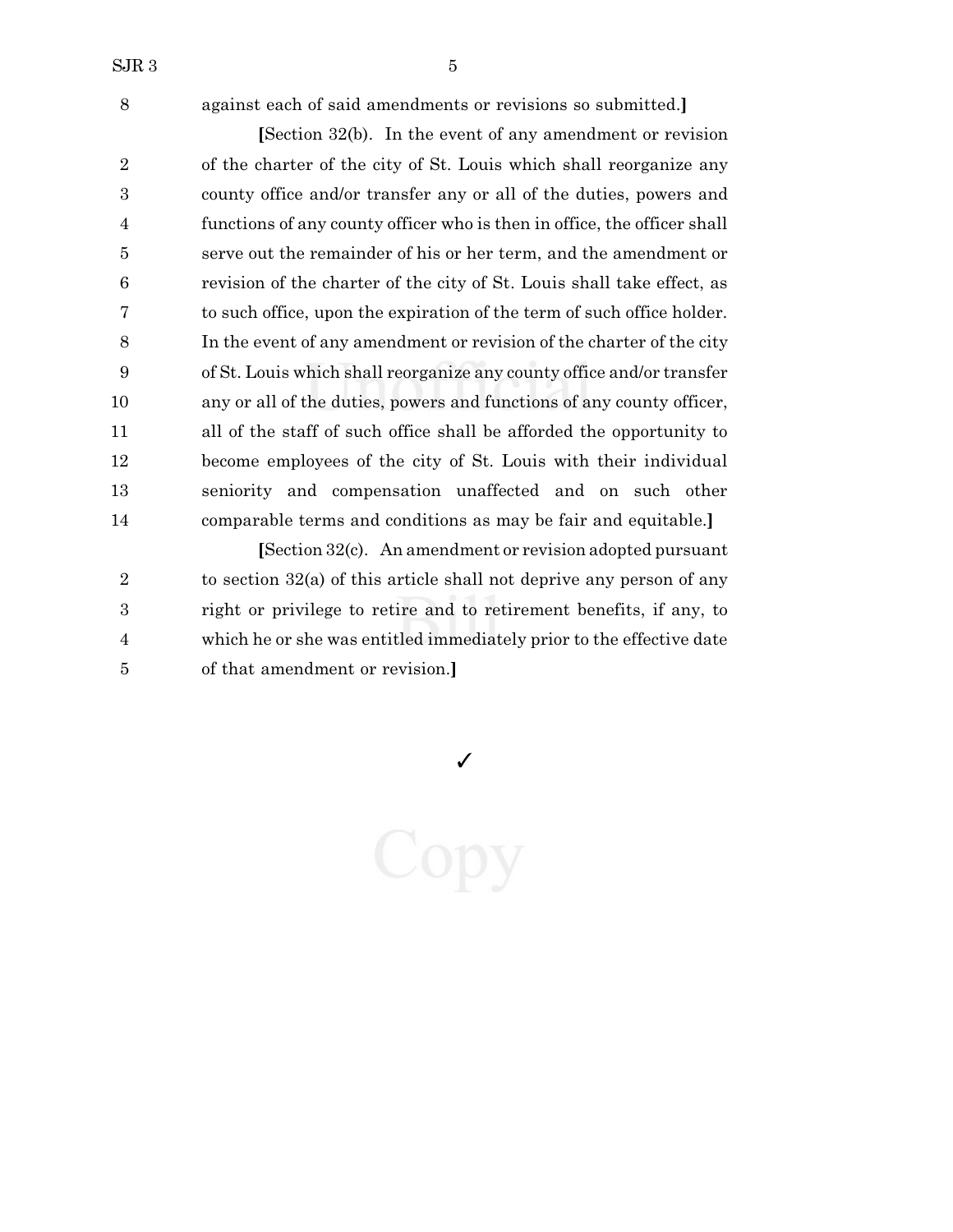8 against each of said amendments or revisions so submitted.]

[Section 32(b). In the event of any amendment or revision
2 of the charter of the city of St. Louis which shall reorganize any
3 county office and/or transfer any or all of the duties, powers and
4 functions of any county officer who is then in office, the officer shall
5 serve out the remainder of his or her term, and the amendment or
6 revision of the charter of the city of St. Louis shall take effect, as
7 to such office, upon the expiration of the term of such office holder.
8 In the event of any amendment or revision of the charter of the city
9 of St. Louis which shall reorganize any county office and/or transfer
10 any or all of the duties, powers and functions of any county officer,
11 all of the staff of such office shall be afforded the opportunity to
12 become employees of the city of St. Louis with their individual
13 seniority and compensation unaffected and on such other
14 comparable terms and conditions as may be fair and equitable.]

[Section 32(c). An amendment or revision adopted pursuant
2 to section 32(a) of this article shall not deprive any person of any
3 right or privilege to retire and to retirement benefits, if any, to
4 which he or she was entitled immediately prior to the effective date
5 of that amendment or revision.]

✓